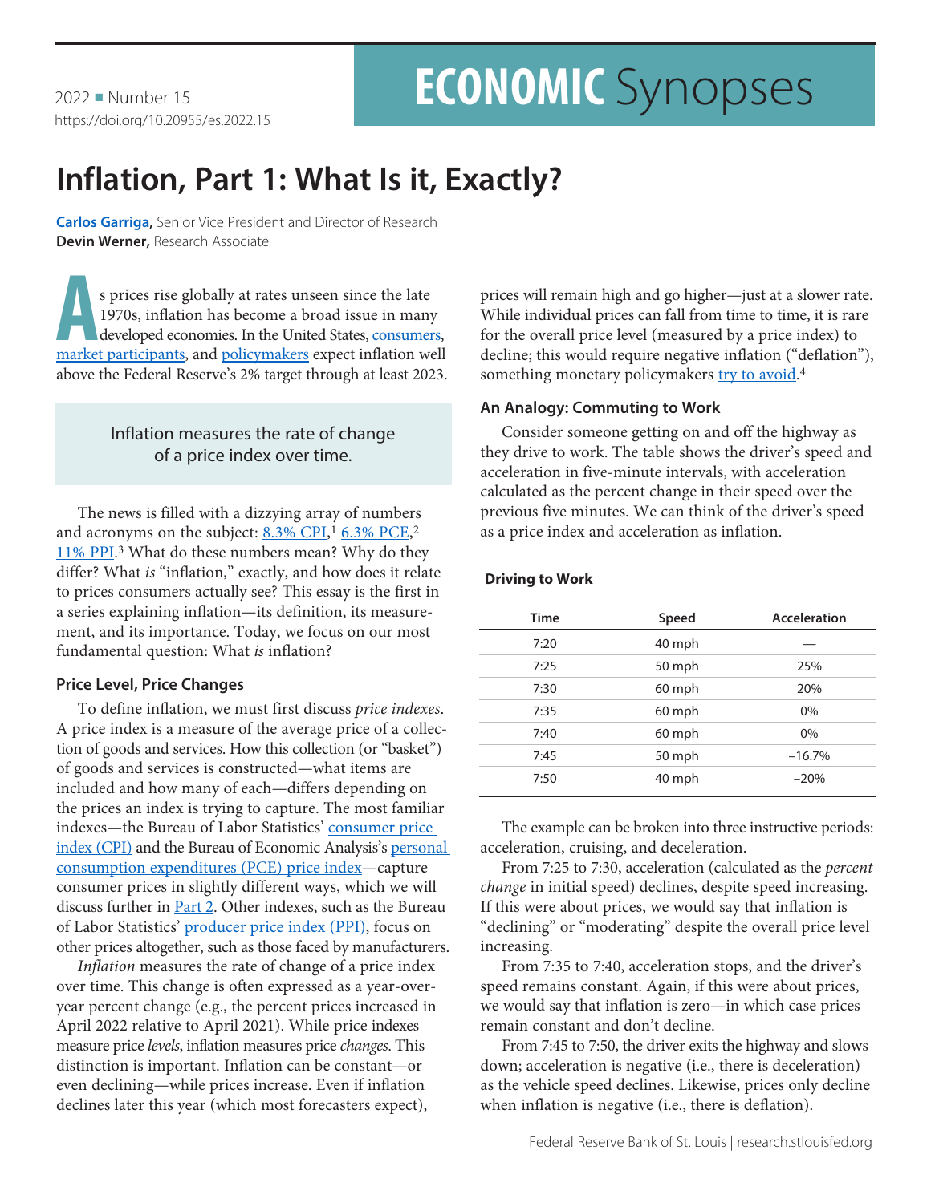2022 ■ Number 15
https://doi.org/10.20955/es.2022.15

# ECONOMIC Synopses

# Inflation, Part 1: What Is it, Exactly?

**Carlos Garriga,** Senior Vice President and Director of Research
**Devin Werner,** Research Associate

As prices rise globally at rates unseen since the late 1970s, inflation has become a broad issue in many developed economies. In the United States, consumers, market participants, and policymakers expect inflation well above the Federal Reserve's 2% target through at least 2023.

> Inflation measures the rate of change of a price index over time.

The news is filled with a dizzying array of numbers and acronyms on the subject: 8.3% CPI,[1] 6.3% PCE,[2] 11% PPI.[3] What do these numbers mean? Why do they differ? What *is* "inflation," exactly, and how does it relate to prices consumers actually see? This essay is the first in a series explaining inflation—its definition, its measurement, and its importance. Today, we focus on our most fundamental question: What *is* inflation?

### Price Level, Price Changes

To define inflation, we must first discuss *price indexes*. A price index is a measure of the average price of a collection of goods and services. How this collection (or "basket") of goods and services is constructed—what items are included and how many of each—differs depending on the prices an index is trying to capture. The most familiar indexes—the Bureau of Labor Statistics' consumer price index (CPI) and the Bureau of Economic Analysis's personal consumption expenditures (PCE) price index—capture consumer prices in slightly different ways, which we will discuss further in Part 2. Other indexes, such as the Bureau of Labor Statistics' producer price index (PPI), focus on other prices altogether, such as those faced by manufacturers.

*Inflation* measures the rate of change of a price index over time. This change is often expressed as a year-over-year percent change (e.g., the percent prices increased in April 2022 relative to April 2021). While price indexes measure price *levels*, inflation measures price *changes*. This distinction is important. Inflation can be constant—or even declining—while prices increase. Even if inflation declines later this year (which most forecasters expect), prices will remain high and go higher—just at a slower rate. While individual prices can fall from time to time, it is rare for the overall price level (measured by a price index) to decline; this would require negative inflation ("deflation"), something monetary policymakers try to avoid.[4]

### An Analogy: Commuting to Work

Consider someone getting on and off the highway as they drive to work. The table shows the driver's speed and acceleration in five-minute intervals, with acceleration calculated as the percent change in their speed over the previous five minutes. We can think of the driver's speed as a price index and acceleration as inflation.

**Driving to Work**

| Time | Speed | Acceleration |
|---|---|---|
| 7:20 | 40 mph | — |
| 7:25 | 50 mph | 25% |
| 7:30 | 60 mph | 20% |
| 7:35 | 60 mph | 0% |
| 7:40 | 60 mph | 0% |
| 7:45 | 50 mph | –16.7% |
| 7:50 | 40 mph | –20% |

The example can be broken into three instructive periods: acceleration, cruising, and deceleration.

From 7:25 to 7:30, acceleration (calculated as the *percent change* in initial speed) declines, despite speed increasing. If this were about prices, we would say that inflation is "declining" or "moderating" despite the overall price level increasing.

From 7:35 to 7:40, acceleration stops, and the driver's speed remains constant. Again, if this were about prices, we would say that inflation is zero—in which case prices remain constant and don't decline.

From 7:45 to 7:50, the driver exits the highway and slows down; acceleration is negative (i.e., there is deceleration) as the vehicle speed declines. Likewise, prices only decline when inflation is negative (i.e., there is deflation).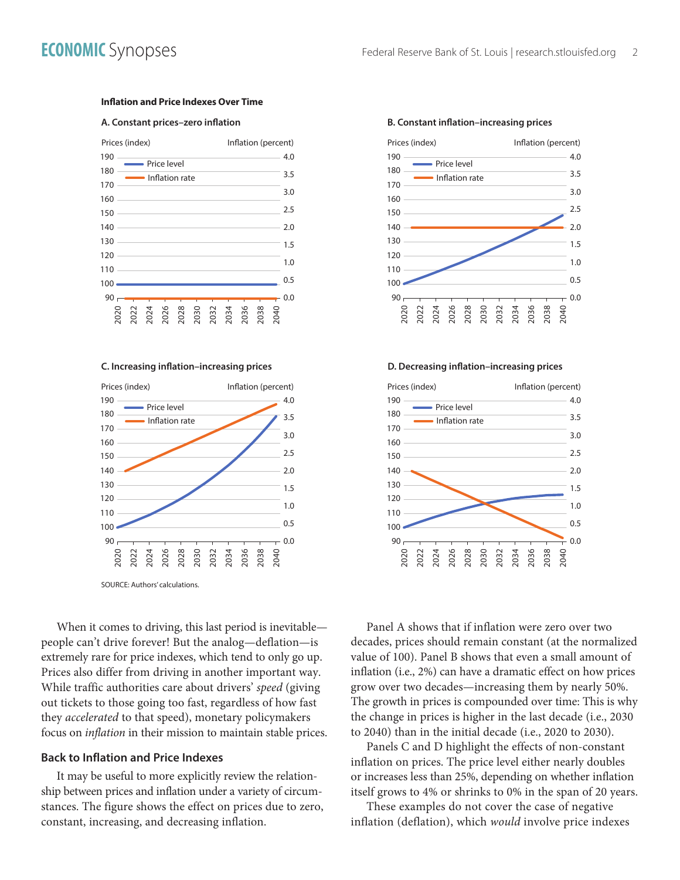**Inflation and Price Indexes Over Time**

**A. Constant prices–zero inflation**

**B. Constant inflation–increasing prices**

**C. Increasing inflation–increasing prices**

**D. Decreasing inflation–increasing prices**

SOURCE: Authors' calculations.

When it comes to driving, this last period is inevitable—people can't drive forever! But the analog—deflation—is extremely rare for price indexes, which tend to only go up. Prices also differ from driving in another important way. While traffic authorities care about drivers' *speed* (giving out tickets to those going too fast, regardless of how fast they *accelerated* to that speed), monetary policymakers focus on *inflation* in their mission to maintain stable prices.

## Back to Inflation and Price Indexes

It may be useful to more explicitly review the relationship between prices and inflation under a variety of circumstances. The figure shows the effect on prices due to zero, constant, increasing, and decreasing inflation.

Panel A shows that if inflation were zero over two decades, prices should remain constant (at the normalized value of 100). Panel B shows that even a small amount of inflation (i.e., 2%) can have a dramatic effect on how prices grow over two decades—increasing them by nearly 50%. The growth in prices is compounded over time: This is why the change in prices is higher in the last decade (i.e., 2030 to 2040) than in the initial decade (i.e., 2020 to 2030).

Panels C and D highlight the effects of non-constant inflation on prices. The price level either nearly doubles or increases less than 25%, depending on whether inflation itself grows to 4% or shrinks to 0% in the span of 20 years.

These examples do not cover the case of negative inflation (deflation), which *would* involve price indexes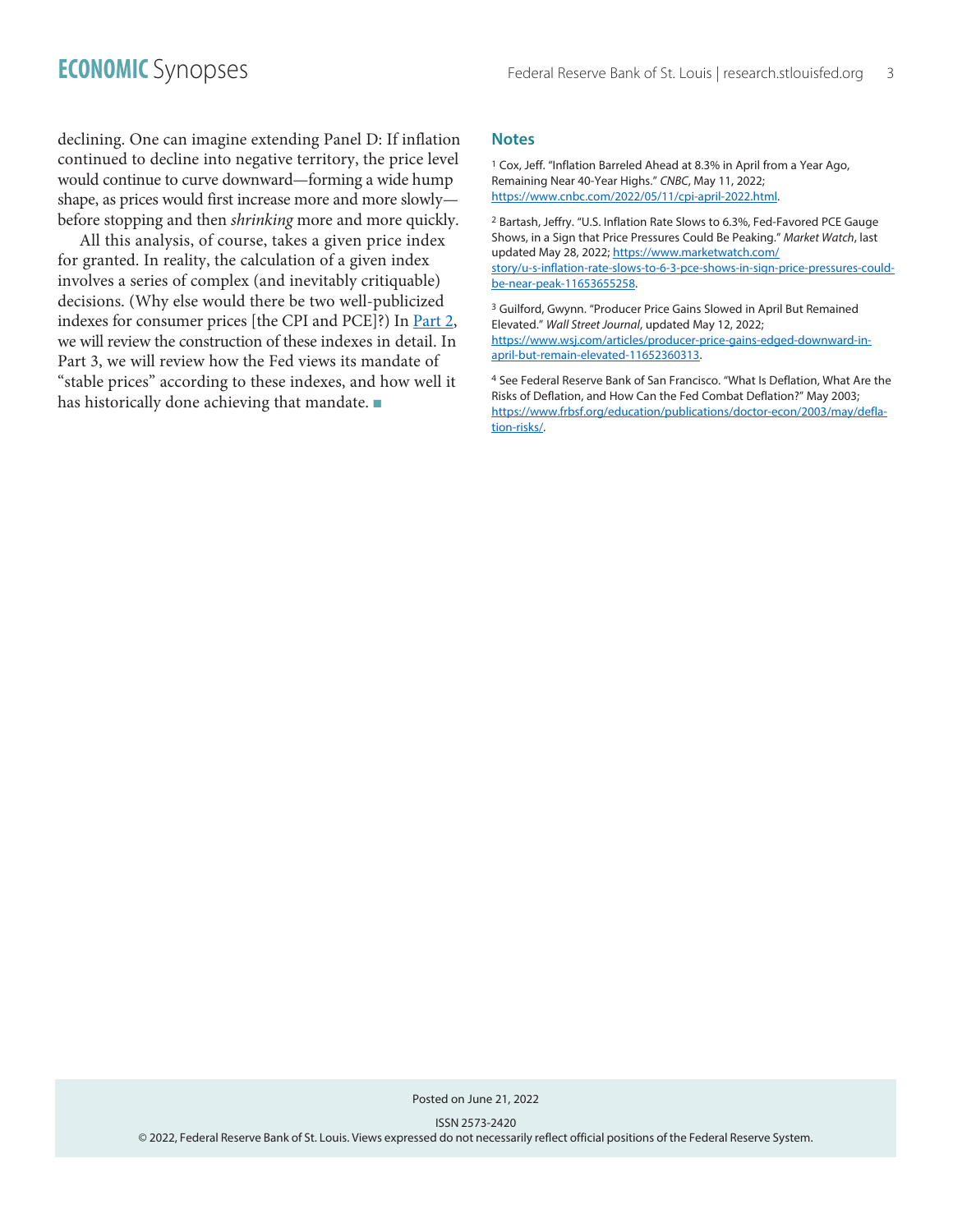declining. One can imagine extending Panel D: If inflation continued to decline into negative territory, the price level would continue to curve downward—forming a wide hump shape, as prices would first increase more and more slowly—before stopping and then *shrinking* more and more quickly.

All this analysis, of course, takes a given price index for granted. In reality, the calculation of a given index involves a series of complex (and inevitably critiquable) decisions. (Why else would there be two well-publicized indexes for consumer prices [the CPI and PCE]?) In Part 2, we will review the construction of these indexes in detail. In Part 3, we will review how the Fed views its mandate of "stable prices" according to these indexes, and how well it has historically done achieving that mandate. ■

## Notes

[1] Cox, Jeff. "Inflation Barreled Ahead at 8.3% in April from a Year Ago, Remaining Near 40-Year Highs." *CNBC*, May 11, 2022; https://www.cnbc.com/2022/05/11/cpi-april-2022.html.

[2] Bartash, Jeffry. "U.S. Inflation Rate Slows to 6.3%, Fed-Favored PCE Gauge Shows, in a Sign that Price Pressures Could Be Peaking." *Market Watch*, last updated May 28, 2022; https://www.marketwatch.com/story/u-s-inflation-rate-slows-to-6-3-pce-shows-in-sign-price-pressures-could-be-near-peak-11653655258.

[3] Guilford, Gwynn. "Producer Price Gains Slowed in April But Remained Elevated." *Wall Street Journal*, updated May 12, 2022; https://www.wsj.com/articles/producer-price-gains-edged-downward-in-april-but-remain-elevated-11652360313.

[4] See Federal Reserve Bank of San Francisco. "What Is Deflation, What Are the Risks of Deflation, and How Can the Fed Combat Deflation?" May 2003; https://www.frbsf.org/education/publications/doctor-econ/2003/may/deflation-risks/.

Posted on June 21, 2022

ISSN 2573-2420

© 2022, Federal Reserve Bank of St. Louis. Views expressed do not necessarily reflect official positions of the Federal Reserve System.